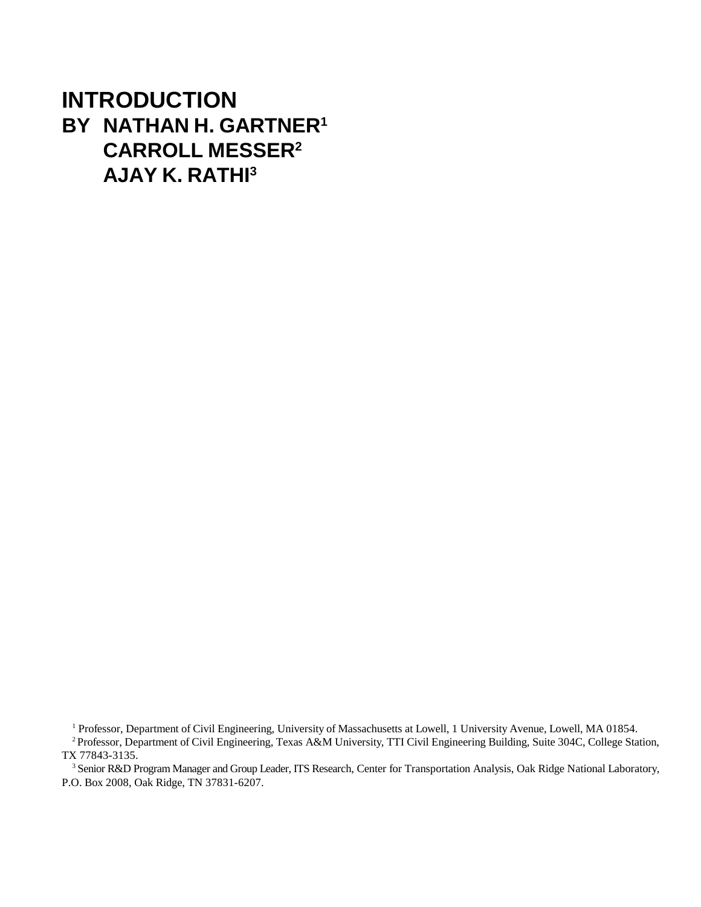# INTRODUCTION

## BY NATHAN H. GARTNER[1]
## CARROLL MESSER[2]
## AJAY K. RATHI[3]

[1] Professor, Department of Civil Engineering, University of Massachusetts at Lowell, 1 University Avenue, Lowell, MA 01854.

[2] Professor, Department of Civil Engineering, Texas A&M University, TTI Civil Engineering Building, Suite 304C, College Station, TX 77843-3135.

[3] Senior R&D Program Manager and Group Leader, ITS Research, Center for Transportation Analysis, Oak Ridge National Laboratory, P.O. Box 2008, Oak Ridge, TN 37831-6207.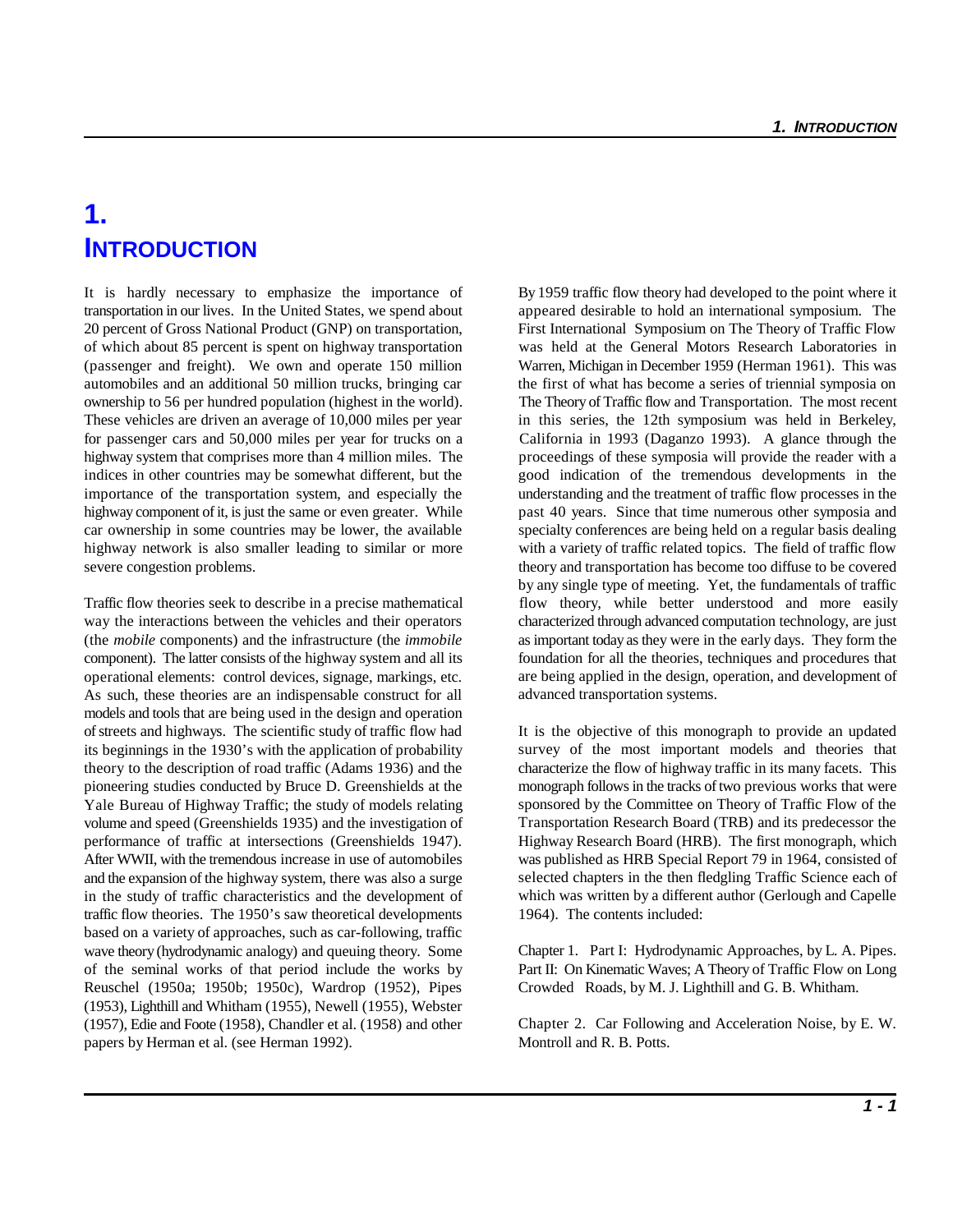# 1. INTRODUCTION

It is hardly necessary to emphasize the importance of transportation in our lives. In the United States, we spend about 20 percent of Gross National Product (GNP) on transportation, of which about 85 percent is spent on highway transportation (passenger and freight). We own and operate 150 million automobiles and an additional 50 million trucks, bringing car ownership to 56 per hundred population (highest in the world). These vehicles are driven an average of 10,000 miles per year for passenger cars and 50,000 miles per year for trucks on a highway system that comprises more than 4 million miles. The indices in other countries may be somewhat different, but the importance of the transportation system, and especially the highway component of it, is just the same or even greater. While car ownership in some countries may be lower, the available highway network is also smaller leading to similar or more severe congestion problems.

Traffic flow theories seek to describe in a precise mathematical way the interactions between the vehicles and their operators (the *mobile* components) and the infrastructure (the *immobile* component). The latter consists of the highway system and all its operational elements: control devices, signage, markings, etc. As such, these theories are an indispensable construct for all models and tools that are being used in the design and operation of streets and highways. The scientific study of traffic flow had its beginnings in the 1930's with the application of probability theory to the description of road traffic (Adams 1936) and the pioneering studies conducted by Bruce D. Greenshields at the Yale Bureau of Highway Traffic; the study of models relating volume and speed (Greenshields 1935) and the investigation of performance of traffic at intersections (Greenshields 1947). After WWII, with the tremendous increase in use of automobiles and the expansion of the highway system, there was also a surge in the study of traffic characteristics and the development of traffic flow theories. The 1950's saw theoretical developments based on a variety of approaches, such as car-following, traffic wave theory (hydrodynamic analogy) and queuing theory. Some of the seminal works of that period include the works by Reuschel (1950a; 1950b; 1950c), Wardrop (1952), Pipes (1953), Lighthill and Whitham (1955), Newell (1955), Webster (1957), Edie and Foote (1958), Chandler et al. (1958) and other papers by Herman et al. (see Herman 1992).

By 1959 traffic flow theory had developed to the point where it appeared desirable to hold an international symposium. The First International Symposium on The Theory of Traffic Flow was held at the General Motors Research Laboratories in Warren, Michigan in December 1959 (Herman 1961). This was the first of what has become a series of triennial symposia on The Theory of Traffic flow and Transportation. The most recent in this series, the 12th symposium was held in Berkeley, California in 1993 (Daganzo 1993). A glance through the proceedings of these symposia will provide the reader with a good indication of the tremendous developments in the understanding and the treatment of traffic flow processes in the past 40 years. Since that time numerous other symposia and specialty conferences are being held on a regular basis dealing with a variety of traffic related topics. The field of traffic flow theory and transportation has become too diffuse to be covered by any single type of meeting. Yet, the fundamentals of traffic flow theory, while better understood and more easily characterized through advanced computation technology, are just as important today as they were in the early days. They form the foundation for all the theories, techniques and procedures that are being applied in the design, operation, and development of advanced transportation systems.

It is the objective of this monograph to provide an updated survey of the most important models and theories that characterize the flow of highway traffic in its many facets. This monograph follows in the tracks of two previous works that were sponsored by the Committee on Theory of Traffic Flow of the Transportation Research Board (TRB) and its predecessor the Highway Research Board (HRB). The first monograph, which was published as HRB Special Report 79 in 1964, consisted of selected chapters in the then fledgling Traffic Science each of which was written by a different author (Gerlough and Capelle 1964). The contents included:

Chapter 1. Part I: Hydrodynamic Approaches, by L. A. Pipes. Part II: On Kinematic Waves; A Theory of Traffic Flow on Long Crowded Roads, by M. J. Lighthill and G. B. Whitham.

Chapter 2. Car Following and Acceleration Noise, by E. W. Montroll and R. B. Potts.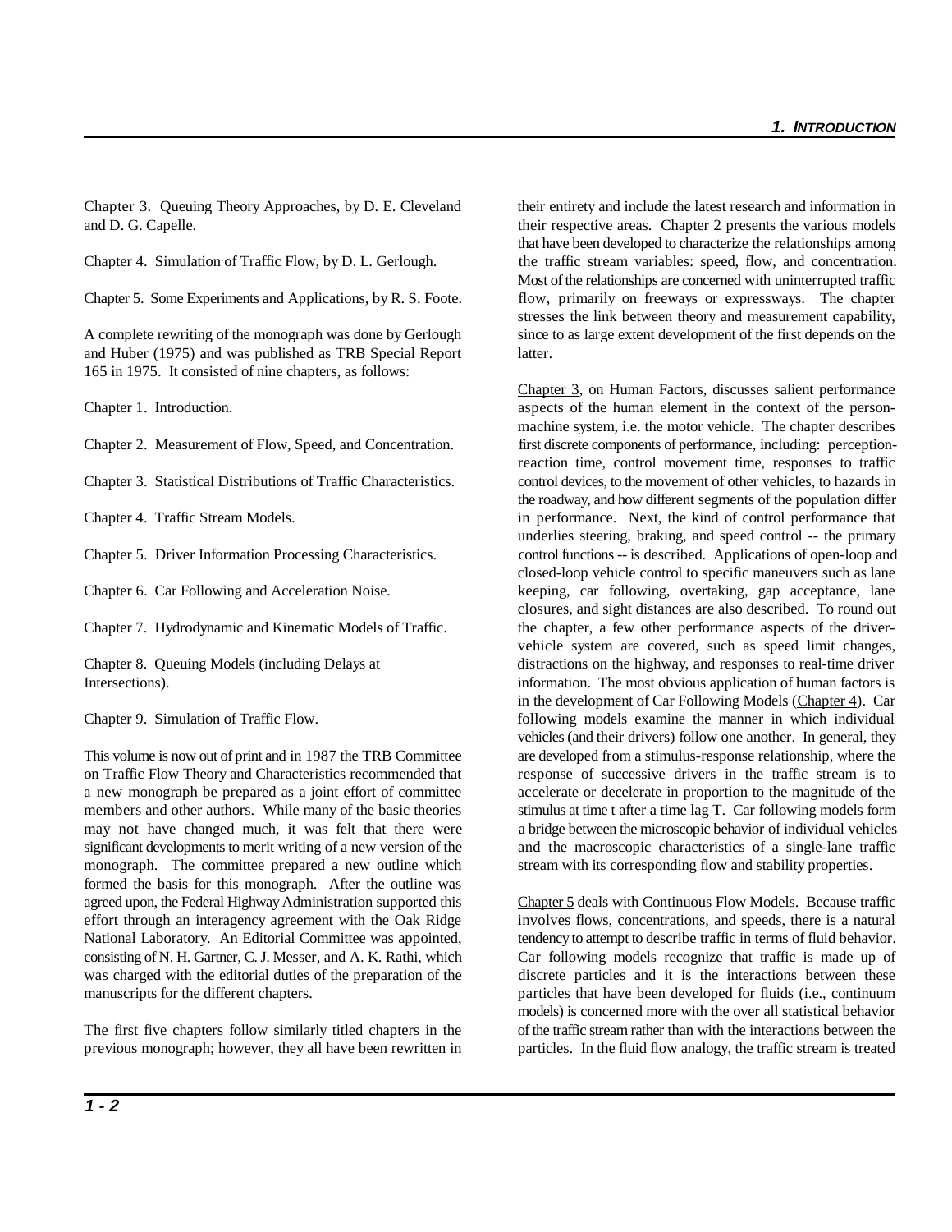Chapter 3. Queuing Theory Approaches, by D. E. Cleveland and D. G. Capelle.

Chapter 4. Simulation of Traffic Flow, by D. L. Gerlough.

Chapter 5. Some Experiments and Applications, by R. S. Foote.

A complete rewriting of the monograph was done by Gerlough and Huber (1975) and was published as TRB Special Report 165 in 1975. It consisted of nine chapters, as follows:

Chapter 1. Introduction.

Chapter 2. Measurement of Flow, Speed, and Concentration.

Chapter 3. Statistical Distributions of Traffic Characteristics.

Chapter 4. Traffic Stream Models.

Chapter 5. Driver Information Processing Characteristics.

Chapter 6. Car Following and Acceleration Noise.

Chapter 7. Hydrodynamic and Kinematic Models of Traffic.

Chapter 8. Queuing Models (including Delays at Intersections).

Chapter 9. Simulation of Traffic Flow.

This volume is now out of print and in 1987 the TRB Committee on Traffic Flow Theory and Characteristics recommended that a new monograph be prepared as a joint effort of committee members and other authors. While many of the basic theories may not have changed much, it was felt that there were significant developments to merit writing of a new version of the monograph. The committee prepared a new outline which formed the basis for this monograph. After the outline was agreed upon, the Federal Highway Administration supported this effort through an interagency agreement with the Oak Ridge National Laboratory. An Editorial Committee was appointed, consisting of N. H. Gartner, C. J. Messer, and A. K. Rathi, which was charged with the editorial duties of the preparation of the manuscripts for the different chapters.

The first five chapters follow similarly titled chapters in the previous monograph; however, they all have been rewritten in their entirety and include the latest research and information in their respective areas. Chapter 2 presents the various models that have been developed to characterize the relationships among the traffic stream variables: speed, flow, and concentration. Most of the relationships are concerned with uninterrupted traffic flow, primarily on freeways or expressways. The chapter stresses the link between theory and measurement capability, since to as large extent development of the first depends on the latter.

Chapter 3, on Human Factors, discusses salient performance aspects of the human element in the context of the person-machine system, i.e. the motor vehicle. The chapter describes first discrete components of performance, including: perception-reaction time, control movement time, responses to traffic control devices, to the movement of other vehicles, to hazards in the roadway, and how different segments of the population differ in performance. Next, the kind of control performance that underlies steering, braking, and speed control -- the primary control functions -- is described. Applications of open-loop and closed-loop vehicle control to specific maneuvers such as lane keeping, car following, overtaking, gap acceptance, lane closures, and sight distances are also described. To round out the chapter, a few other performance aspects of the driver-vehicle system are covered, such as speed limit changes, distractions on the highway, and responses to real-time driver information. The most obvious application of human factors is in the development of Car Following Models (Chapter 4). Car following models examine the manner in which individual vehicles (and their drivers) follow one another. In general, they are developed from a stimulus-response relationship, where the response of successive drivers in the traffic stream is to accelerate or decelerate in proportion to the magnitude of the stimulus at time t after a time lag T. Car following models form a bridge between the microscopic behavior of individual vehicles and the macroscopic characteristics of a single-lane traffic stream with its corresponding flow and stability properties.

Chapter 5 deals with Continuous Flow Models. Because traffic involves flows, concentrations, and speeds, there is a natural tendency to attempt to describe traffic in terms of fluid behavior. Car following models recognize that traffic is made up of discrete particles and it is the interactions between these particles that have been developed for fluids (i.e., continuum models) is concerned more with the over all statistical behavior of the traffic stream rather than with the interactions between the particles. In the fluid flow analogy, the traffic stream is treated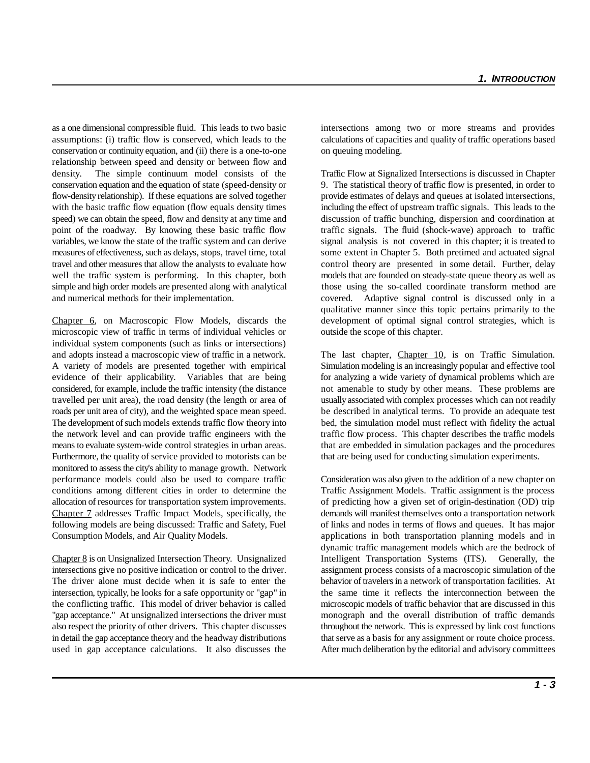as a one dimensional compressible fluid. This leads to two basic assumptions: (i) traffic flow is conserved, which leads to the conservation or continuity equation, and (ii) there is a one-to-one relationship between speed and density or between flow and density. The simple continuum model consists of the conservation equation and the equation of state (speed-density or flow-density relationship). If these equations are solved together with the basic traffic flow equation (flow equals density times speed) we can obtain the speed, flow and density at any time and point of the roadway. By knowing these basic traffic flow variables, we know the state of the traffic system and can derive measures of effectiveness, such as delays, stops, travel time, total travel and other measures that allow the analysts to evaluate how well the traffic system is performing. In this chapter, both simple and high order models are presented along with analytical and numerical methods for their implementation.

Chapter 6, on Macroscopic Flow Models, discards the microscopic view of traffic in terms of individual vehicles or individual system components (such as links or intersections) and adopts instead a macroscopic view of traffic in a network. A variety of models are presented together with empirical evidence of their applicability. Variables that are being considered, for example, include the traffic intensity (the distance travelled per unit area), the road density (the length or area of roads per unit area of city), and the weighted space mean speed. The development of such models extends traffic flow theory into the network level and can provide traffic engineers with the means to evaluate system-wide control strategies in urban areas. Furthermore, the quality of service provided to motorists can be monitored to assess the city's ability to manage growth. Network performance models could also be used to compare traffic conditions among different cities in order to determine the allocation of resources for transportation system improvements. Chapter 7 addresses Traffic Impact Models, specifically, the following models are being discussed: Traffic and Safety, Fuel Consumption Models, and Air Quality Models.

Chapter 8 is on Unsignalized Intersection Theory. Unsignalized intersections give no positive indication or control to the driver. The driver alone must decide when it is safe to enter the intersection, typically, he looks for a safe opportunity or "gap" in the conflicting traffic. This model of driver behavior is called "gap acceptance." At unsignalized intersections the driver must also respect the priority of other drivers. This chapter discusses in detail the gap acceptance theory and the headway distributions used in gap acceptance calculations. It also discusses the intersections among two or more streams and provides calculations of capacities and quality of traffic operations based on queuing modeling.

Traffic Flow at Signalized Intersections is discussed in Chapter 9. The statistical theory of traffic flow is presented, in order to provide estimates of delays and queues at isolated intersections, including the effect of upstream traffic signals. This leads to the discussion of traffic bunching, dispersion and coordination at traffic signals. The fluid (shock-wave) approach to traffic signal analysis is not covered in this chapter; it is treated to some extent in Chapter 5. Both pretimed and actuated signal control theory are presented in some detail. Further, delay models that are founded on steady-state queue theory as well as those using the so-called coordinate transform method are covered. Adaptive signal control is discussed only in a qualitative manner since this topic pertains primarily to the development of optimal signal control strategies, which is outside the scope of this chapter.

The last chapter, Chapter 10, is on Traffic Simulation. Simulation modeling is an increasingly popular and effective tool for analyzing a wide variety of dynamical problems which are not amenable to study by other means. These problems are usually associated with complex processes which can not readily be described in analytical terms. To provide an adequate test bed, the simulation model must reflect with fidelity the actual traffic flow process. This chapter describes the traffic models that are embedded in simulation packages and the procedures that are being used for conducting simulation experiments.

Consideration was also given to the addition of a new chapter on Traffic Assignment Models. Traffic assignment is the process of predicting how a given set of origin-destination (OD) trip demands will manifest themselves onto a transportation network of links and nodes in terms of flows and queues. It has major applications in both transportation planning models and in dynamic traffic management models which are the bedrock of Intelligent Transportation Systems (ITS). Generally, the assignment process consists of a macroscopic simulation of the behavior of travelers in a network of transportation facilities. At the same time it reflects the interconnection between the microscopic models of traffic behavior that are discussed in this monograph and the overall distribution of traffic demands throughout the network. This is expressed by link cost functions that serve as a basis for any assignment or route choice process. After much deliberation by the editorial and advisory committees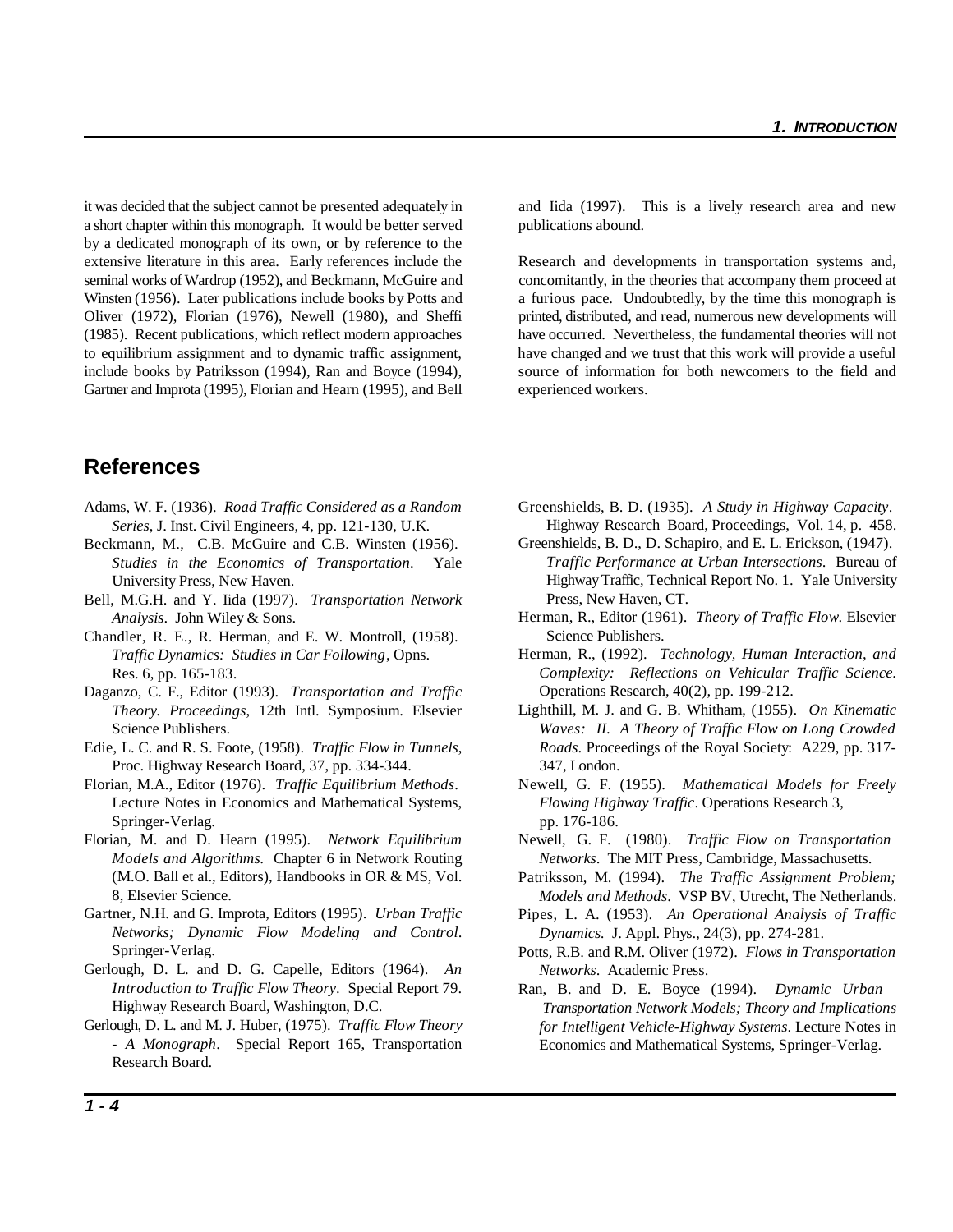it was decided that the subject cannot be presented adequately in a short chapter within this monograph. It would be better served by a dedicated monograph of its own, or by reference to the extensive literature in this area. Early references include the seminal works of Wardrop (1952), and Beckmann, McGuire and Winsten (1956). Later publications include books by Potts and Oliver (1972), Florian (1976), Newell (1980), and Sheffi (1985). Recent publications, which reflect modern approaches to equilibrium assignment and to dynamic traffic assignment, include books by Patriksson (1994), Ran and Boyce (1994), Gartner and Improta (1995), Florian and Hearn (1995), and Bell and Iida (1997). This is a lively research area and new publications abound.

Research and developments in transportation systems and, concomitantly, in the theories that accompany them proceed at a furious pace. Undoubtedly, by the time this monograph is printed, distributed, and read, numerous new developments will have occurred. Nevertheless, the fundamental theories will not have changed and we trust that this work will provide a useful source of information for both newcomers to the field and experienced workers.

## References

Adams, W. F. (1936). *Road Traffic Considered as a Random Series*, J. Inst. Civil Engineers, 4, pp. 121-130, U.K.

Beckmann, M., C.B. McGuire and C.B. Winsten (1956). *Studies in the Economics of Transportation*. Yale University Press, New Haven.

Bell, M.G.H. and Y. Iida (1997). *Transportation Network Analysis*. John Wiley & Sons.

Chandler, R. E., R. Herman, and E. W. Montroll, (1958). *Traffic Dynamics: Studies in Car Following*, Opns. Res. 6, pp. 165-183.

Daganzo, C. F., Editor (1993). *Transportation and Traffic Theory. Proceedings*, 12th Intl. Symposium. Elsevier Science Publishers.

Edie, L. C. and R. S. Foote, (1958). *Traffic Flow in Tunnels*, Proc. Highway Research Board, 37, pp. 334-344.

Florian, M.A., Editor (1976). *Traffic Equilibrium Methods*. Lecture Notes in Economics and Mathematical Systems, Springer-Verlag.

Florian, M. and D. Hearn (1995). *Network Equilibrium Models and Algorithms*. Chapter 6 in Network Routing (M.O. Ball et al., Editors), Handbooks in OR & MS, Vol. 8, Elsevier Science.

Gartner, N.H. and G. Improta, Editors (1995). *Urban Traffic Networks; Dynamic Flow Modeling and Control*. Springer-Verlag.

Gerlough, D. L. and D. G. Capelle, Editors (1964). *An Introduction to Traffic Flow Theory*. Special Report 79. Highway Research Board, Washington, D.C.

Gerlough, D. L. and M. J. Huber, (1975). *Traffic Flow Theory - A Monograph*. Special Report 165, Transportation Research Board.

Greenshields, B. D. (1935). *A Study in Highway Capacity*. Highway Research Board, Proceedings, Vol. 14, p. 458.

Greenshields, B. D., D. Schapiro, and E. L. Erickson, (1947). *Traffic Performance at Urban Intersections*. Bureau of Highway Traffic, Technical Report No. 1. Yale University Press, New Haven, CT.

Herman, R., Editor (1961). *Theory of Traffic Flow*. Elsevier Science Publishers.

Herman, R., (1992). *Technology, Human Interaction, and Complexity: Reflections on Vehicular Traffic Science*. Operations Research, 40(2), pp. 199-212.

Lighthill, M. J. and G. B. Whitham, (1955). *On Kinematic Waves: II. A Theory of Traffic Flow on Long Crowded Roads*. Proceedings of the Royal Society: A229, pp. 317-347, London.

Newell, G. F. (1955). *Mathematical Models for Freely Flowing Highway Traffic*. Operations Research 3, pp. 176-186.

Newell, G. F. (1980). *Traffic Flow on Transportation Networks*. The MIT Press, Cambridge, Massachusetts.

Patriksson, M. (1994). *The Traffic Assignment Problem; Models and Methods*. VSP BV, Utrecht, The Netherlands.

Pipes, L. A. (1953). *An Operational Analysis of Traffic Dynamics*. J. Appl. Phys., 24(3), pp. 274-281.

Potts, R.B. and R.M. Oliver (1972). *Flows in Transportation Networks*. Academic Press.

Ran, B. and D. E. Boyce (1994). *Dynamic Urban Transportation Network Models; Theory and Implications for Intelligent Vehicle-Highway Systems*. Lecture Notes in Economics and Mathematical Systems, Springer-Verlag.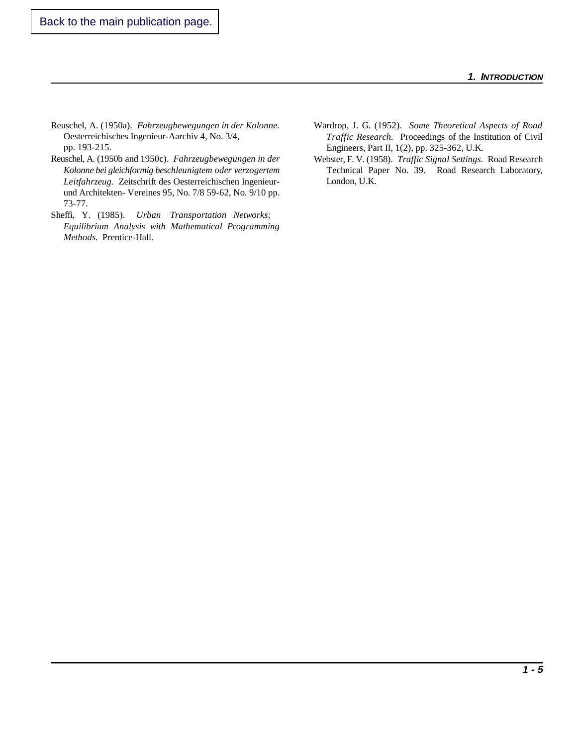Back to the main publication page.

Reuschel, A. (1950a). *Fahrzeugbewegungen in der Kolonne.* Oesterreichisches Ingenieur-Aarchiv 4, No. 3/4, pp. 193-215.

Reuschel, A. (1950b and 1950c). *Fahrzeugbewegungen in der Kolonne bei gleichformig beschleunigtem oder verzogertem Leitfahrzeug.* Zeitschrift des Oesterreichischen Ingenieur- und Architekten- Vereines 95, No. 7/8 59-62, No. 9/10 pp. 73-77.

Sheffi, Y. (1985). *Urban Transportation Networks; Equilibrium Analysis with Mathematical Programming Methods.* Prentice-Hall.

Wardrop, J. G. (1952). *Some Theoretical Aspects of Road Traffic Research.* Proceedings of the Institution of Civil Engineers, Part II, 1(2), pp. 325-362, U.K.

Webster, F. V. (1958). *Traffic Signal Settings.* Road Research Technical Paper No. 39. Road Research Laboratory, London, U.K.